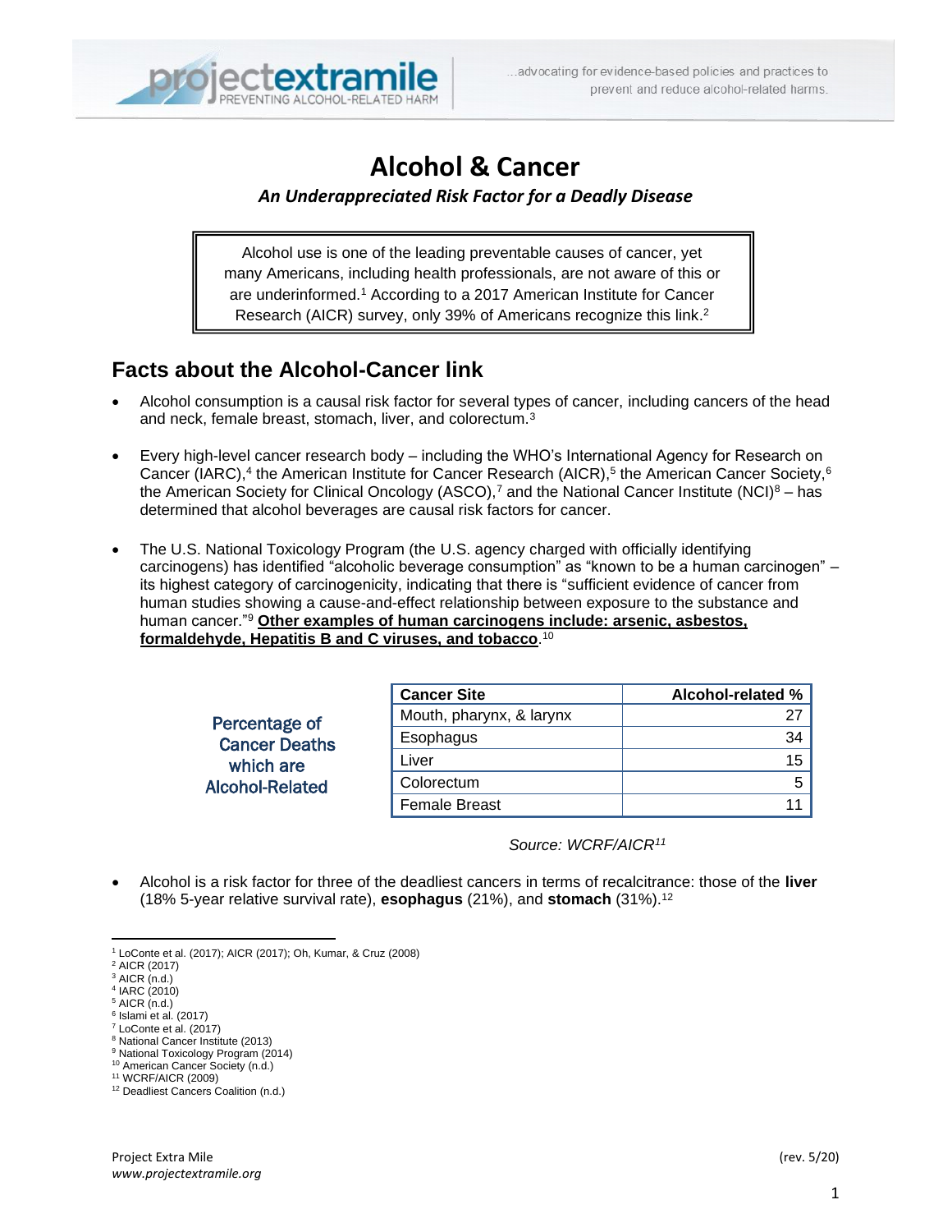projectextramile
PREVENTING ALCOHOL-RELATED HARM

...advocating for evidence-based policies and practices to prevent and reduce alcohol-related harms.

# Alcohol & Cancer

***An Underappreciated Risk Factor for a Deadly Disease***

Alcohol use is one of the leading preventable causes of cancer, yet many Americans, including health professionals, are not aware of this or are underinformed.[1] According to a 2017 American Institute for Cancer Research (AICR) survey, only 39% of Americans recognize this link.[2]

## Facts about the Alcohol-Cancer link

- Alcohol consumption is a causal risk factor for several types of cancer, including cancers of the head and neck, female breast, stomach, liver, and colorectum.[3]
- Every high-level cancer research body – including the WHO's International Agency for Research on Cancer (IARC),[4] the American Institute for Cancer Research (AICR),[5] the American Cancer Society,[6] the American Society for Clinical Oncology (ASCO),[7] and the National Cancer Institute (NCI)[8] – has determined that alcohol beverages are causal risk factors for cancer.
- The U.S. National Toxicology Program (the U.S. agency charged with officially identifying carcinogens) has identified "alcoholic beverage consumption" as "known to be a human carcinogen" – its highest category of carcinogenicity, indicating that there is "sufficient evidence of cancer from human studies showing a cause-and-effect relationship between exposure to the substance and human cancer."[9] **Other examples of human carcinogens include: arsenic, asbestos, formaldehyde, Hepatitis B and C viruses, and tobacco**.[10]

Percentage of Cancer Deaths which are Alcohol-Related

| Cancer Site | Alcohol-related % |
|---|---|
| Mouth, pharynx, & larynx | 27 |
| Esophagus | 34 |
| Liver | 15 |
| Colorectum | 5 |
| Female Breast | 11 |

*Source: WCRF/AICR[11]*

- Alcohol is a risk factor for three of the deadliest cancers in terms of recalcitrance: those of the **liver** (18% 5-year relative survival rate), **esophagus** (21%), and **stomach** (31%).[12]

---

[1] LoConte et al. (2017); AICR (2017); Oh, Kumar, & Cruz (2008)
[2] AICR (2017)
[3] AICR (n.d.)
[4] IARC (2010)
[5] AICR (n.d.)
[6] Islami et al. (2017)
[7] LoConte et al. (2017)
[8] National Cancer Institute (2013)
[9] National Toxicology Program (2014)
[10] American Cancer Society (n.d.)
[11] WCRF/AICR (2009)
[12] Deadliest Cancers Coalition (n.d.)

Project Extra Mile
*www.projectextramile.org*

(rev. 5/20)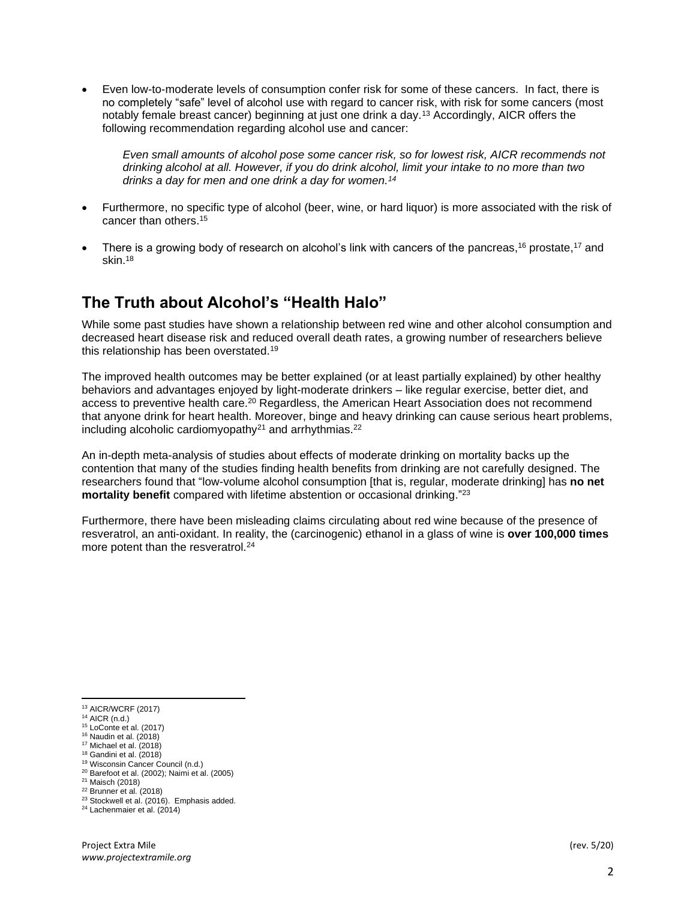- Even low-to-moderate levels of consumption confer risk for some of these cancers. In fact, there is no completely "safe" level of alcohol use with regard to cancer risk, with risk for some cancers (most notably female breast cancer) beginning at just one drink a day.[13] Accordingly, AICR offers the following recommendation regarding alcohol use and cancer:

  > *Even small amounts of alcohol pose some cancer risk, so for lowest risk, AICR recommends not drinking alcohol at all. However, if you do drink alcohol, limit your intake to no more than two drinks a day for men and one drink a day for women.[14]*

- Furthermore, no specific type of alcohol (beer, wine, or hard liquor) is more associated with the risk of cancer than others.[15]

- There is a growing body of research on alcohol's link with cancers of the pancreas,[16] prostate,[17] and skin.[18]

## The Truth about Alcohol's "Health Halo"

While some past studies have shown a relationship between red wine and other alcohol consumption and decreased heart disease risk and reduced overall death rates, a growing number of researchers believe this relationship has been overstated.[19]

The improved health outcomes may be better explained (or at least partially explained) by other healthy behaviors and advantages enjoyed by light-moderate drinkers – like regular exercise, better diet, and access to preventive health care.[20] Regardless, the American Heart Association does not recommend that anyone drink for heart health. Moreover, binge and heavy drinking can cause serious heart problems, including alcoholic cardiomyopathy[21] and arrhythmias.[22]

An in-depth meta-analysis of studies about effects of moderate drinking on mortality backs up the contention that many of the studies finding health benefits from drinking are not carefully designed. The researchers found that "low-volume alcohol consumption [that is, regular, moderate drinking] has **no net mortality benefit** compared with lifetime abstention or occasional drinking."[23]

Furthermore, there have been misleading claims circulating about red wine because of the presence of resveratrol, an anti-oxidant. In reality, the (carcinogenic) ethanol in a glass of wine is **over 100,000 times** more potent than the resveratrol.[24]

---

[13] AICR/WCRF (2017)
[14] AICR (n.d.)
[15] LoConte et al. (2017)
[16] Naudin et al. (2018)
[17] Michael et al. (2018)
[18] Gandini et al. (2018)
[19] Wisconsin Cancer Council (n.d.)
[20] Barefoot et al. (2002); Naimi et al. (2005)
[21] Maisch (2018)
[22] Brunner et al. (2018)
[23] Stockwell et al. (2016). Emphasis added.
[24] Lachenmaier et al. (2014)

Project Extra Mile
*www.projectextramile.org*

(rev. 5/20)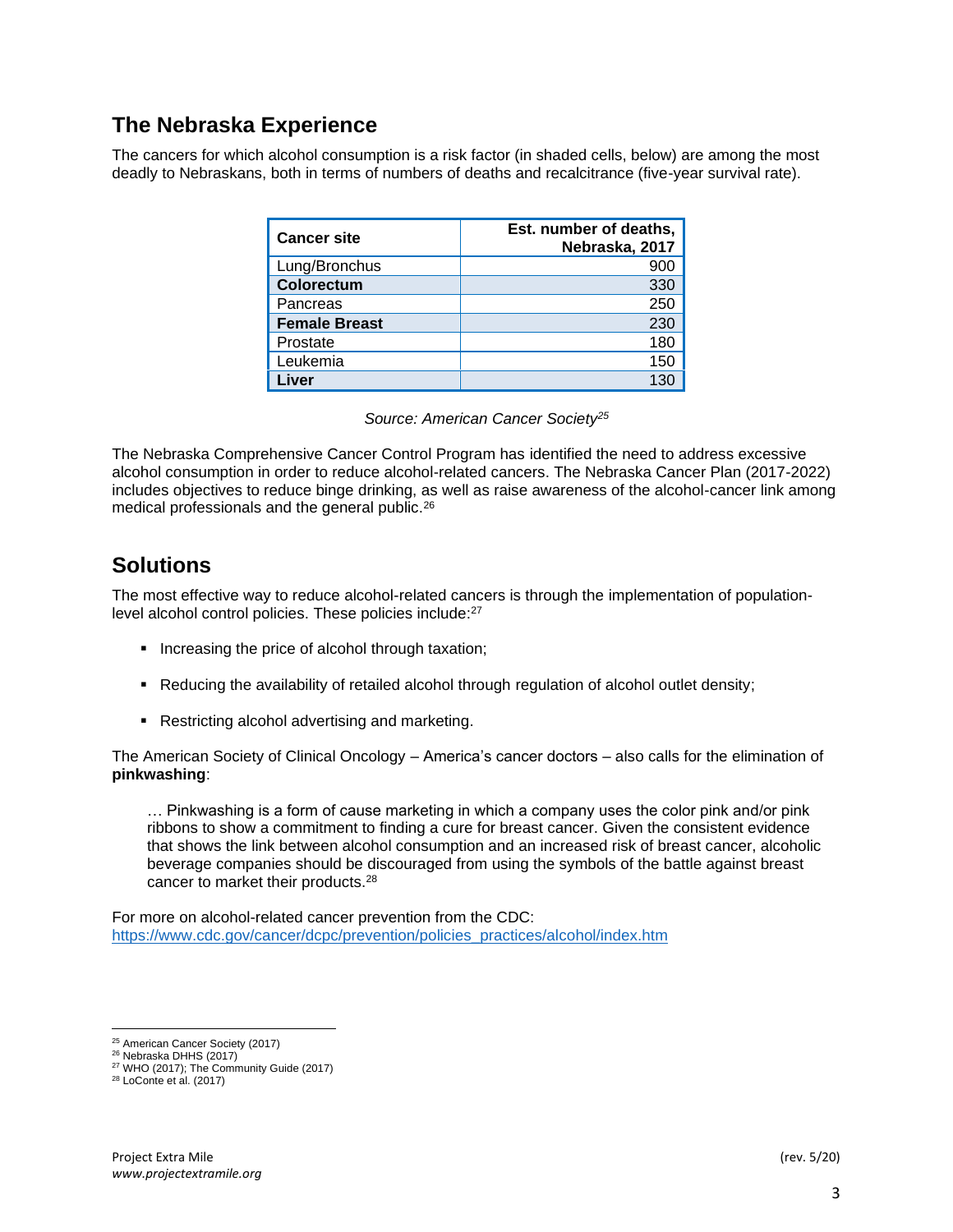## The Nebraska Experience

The cancers for which alcohol consumption is a risk factor (in shaded cells, below) are among the most deadly to Nebraskans, both in terms of numbers of deaths and recalcitrance (five-year survival rate).

| Cancer site | Est. number of deaths, Nebraska, 2017 |
|---|---:|
| Lung/Bronchus | 900 |
| **Colorectum** | 330 |
| Pancreas | 250 |
| **Female Breast** | 230 |
| Prostate | 180 |
| Leukemia | 150 |
| **Liver** | 130 |

*Source: American Cancer Society[25]*

The Nebraska Comprehensive Cancer Control Program has identified the need to address excessive alcohol consumption in order to reduce alcohol-related cancers. The Nebraska Cancer Plan (2017-2022) includes objectives to reduce binge drinking, as well as raise awareness of the alcohol-cancer link among medical professionals and the general public.[26]

## Solutions

The most effective way to reduce alcohol-related cancers is through the implementation of population-level alcohol control policies. These policies include:[27]

- Increasing the price of alcohol through taxation;
- Reducing the availability of retailed alcohol through regulation of alcohol outlet density;
- Restricting alcohol advertising and marketing.

The American Society of Clinical Oncology – America's cancer doctors – also calls for the elimination of **pinkwashing**:

> … Pinkwashing is a form of cause marketing in which a company uses the color pink and/or pink ribbons to show a commitment to finding a cure for breast cancer. Given the consistent evidence that shows the link between alcohol consumption and an increased risk of breast cancer, alcoholic beverage companies should be discouraged from using the symbols of the battle against breast cancer to market their products.[28]

For more on alcohol-related cancer prevention from the CDC:
https://www.cdc.gov/cancer/dcpc/prevention/policies_practices/alcohol/index.htm

---

[25] American Cancer Society (2017)
[26] Nebraska DHHS (2017)
[27] WHO (2017); The Community Guide (2017)
[28] LoConte et al. (2017)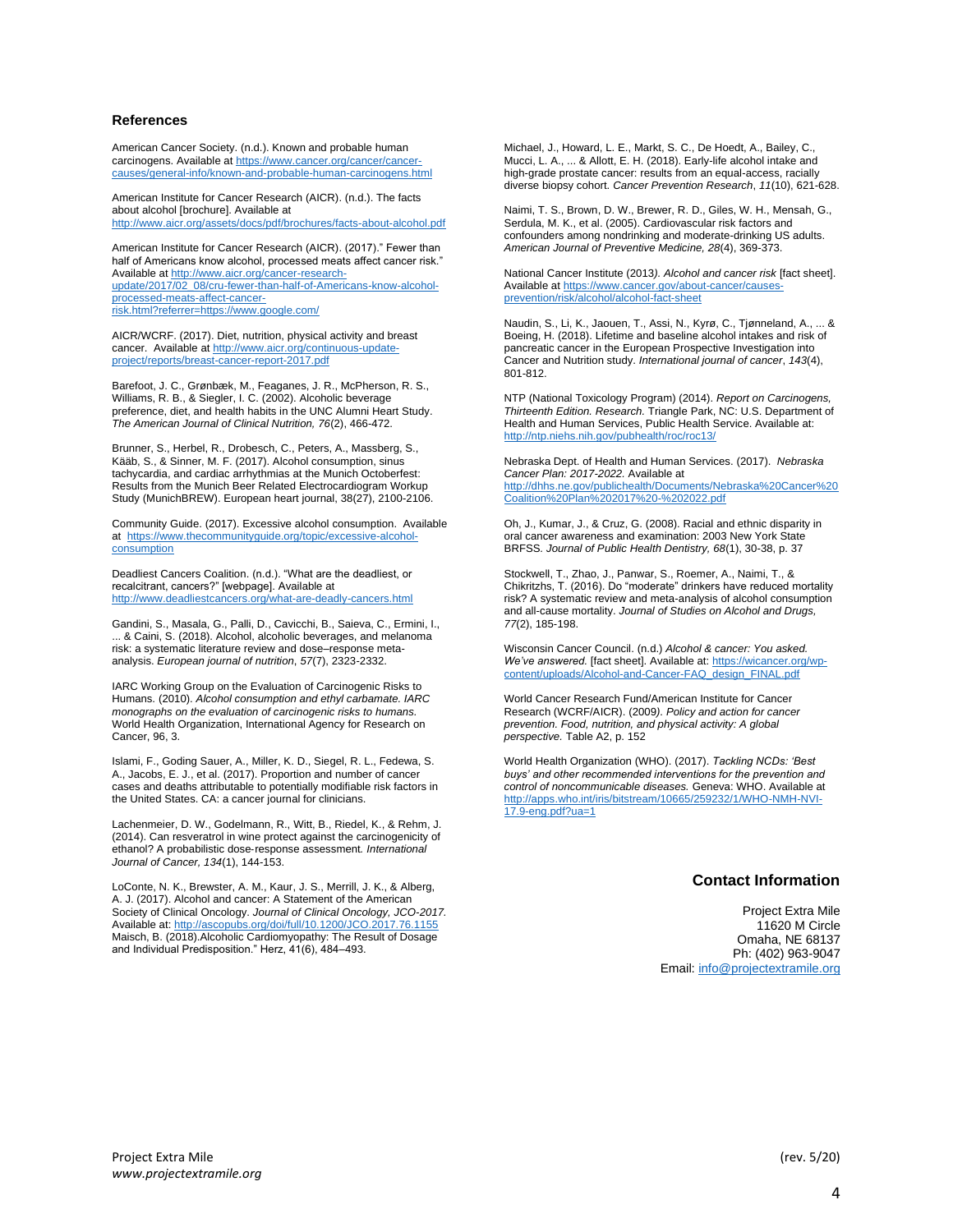## References

American Cancer Society. (n.d.). Known and probable human carcinogens. Available at https://www.cancer.org/cancer/cancer-causes/general-info/known-and-probable-human-carcinogens.html

American Institute for Cancer Research (AICR). (n.d.). The facts about alcohol [brochure]. Available at http://www.aicr.org/assets/docs/pdf/brochures/facts-about-alcohol.pdf

American Institute for Cancer Research (AICR). (2017)." Fewer than half of Americans know alcohol, processed meats affect cancer risk." Available at http://www.aicr.org/cancer-research-update/2017/02_08/cru-fewer-than-half-of-Americans-know-alcohol-processed-meats-affect-cancer-risk.html?referrer=https://www.google.com/

AICR/WCRF. (2017). Diet, nutrition, physical activity and breast cancer. Available at http://www.aicr.org/continuous-update-project/reports/breast-cancer-report-2017.pdf

Barefoot, J. C., Grønbæk, M., Feaganes, J. R., McPherson, R. S., Williams, R. B., & Siegler, I. C. (2002). Alcoholic beverage preference, diet, and health habits in the UNC Alumni Heart Study. *The American Journal of Clinical Nutrition, 76*(2), 466-472.

Brunner, S., Herbel, R., Drobesch, C., Peters, A., Massberg, S., Kääb, S., & Sinner, M. F. (2017). Alcohol consumption, sinus tachycardia, and cardiac arrhythmias at the Munich Octoberfest: Results from the Munich Beer Related Electrocardiogram Workup Study (MunichBREW). European heart journal, 38(27), 2100-2106.

Community Guide. (2017). Excessive alcohol consumption. Available at https://www.thecommunityguide.org/topic/excessive-alcohol-consumption

Deadliest Cancers Coalition. (n.d.). "What are the deadliest, or recalcitrant, cancers?" [webpage]. Available at http://www.deadliestcancers.org/what-are-deadly-cancers.html

Gandini, S., Masala, G., Palli, D., Cavicchi, B., Saieva, C., Ermini, I., ... & Caini, S. (2018). Alcohol, alcoholic beverages, and melanoma risk: a systematic literature review and dose–response meta-analysis. *European journal of nutrition*, *57*(7), 2323-2332.

IARC Working Group on the Evaluation of Carcinogenic Risks to Humans. (2010). *Alcohol consumption and ethyl carbamate. IARC monographs on the evaluation of carcinogenic risks to humans.* World Health Organization, International Agency for Research on Cancer, 96, 3.

Islami, F., Goding Sauer, A., Miller, K. D., Siegel, R. L., Fedewa, S. A., Jacobs, E. J., et al. (2017). Proportion and number of cancer cases and deaths attributable to potentially modifiable risk factors in the United States. CA: a cancer journal for clinicians.

Lachenmeier, D. W., Godelmann, R., Witt, B., Riedel, K., & Rehm, J. (2014). Can resveratrol in wine protect against the carcinogenicity of ethanol? A probabilistic dose-response assessment. *International Journal of Cancer, 134*(1), 144-153.

LoConte, N. K., Brewster, A. M., Kaur, J. S., Merrill, J. K., & Alberg, A. J. (2017). Alcohol and cancer: A Statement of the American Society of Clinical Oncology. *Journal of Clinical Oncology, JCO-2017.* Available at: http://ascopubs.org/doi/full/10.1200/JCO.2017.76.1155
Maisch, B. (2018).Alcoholic Cardiomyopathy: The Result of Dosage and Individual Predisposition." Herz, 41(6), 484–493.

Michael, J., Howard, L. E., Markt, S. C., De Hoedt, A., Bailey, C., Mucci, L. A., ... & Allott, E. H. (2018). Early-life alcohol intake and high-grade prostate cancer: results from an equal-access, racially diverse biopsy cohort. *Cancer Prevention Research*, *11*(10), 621-628.

Naimi, T. S., Brown, D. W., Brewer, R. D., Giles, W. H., Mensah, G., Serdula, M. K., et al. (2005). Cardiovascular risk factors and confounders among nondrinking and moderate-drinking US adults. *American Journal of Preventive Medicine, 28*(4), 369-373.

National Cancer Institute (2013*). Alcohol and cancer risk* [fact sheet]. Available at https://www.cancer.gov/about-cancer/causes-prevention/risk/alcohol/alcohol-fact-sheet

Naudin, S., Li, K., Jaouen, T., Assi, N., Kyrø, C., Tjønneland, A., ... & Boeing, H. (2018). Lifetime and baseline alcohol intakes and risk of pancreatic cancer in the European Prospective Investigation into Cancer and Nutrition study. *International journal of cancer*, *143*(4), 801-812.

NTP (National Toxicology Program) (2014). *Report on Carcinogens, Thirteenth Edition. Research.* Triangle Park, NC: U.S. Department of Health and Human Services, Public Health Service. Available at: http://ntp.niehs.nih.gov/pubhealth/roc/roc13/

Nebraska Dept. of Health and Human Services. (2017). *Nebraska Cancer Plan: 2017-2022.* Available at http://dhhs.ne.gov/publichealth/Documents/Nebraska%20Cancer%20Coalition%20Plan%202017%20-%202022.pdf

Oh, J., Kumar, J., & Cruz, G. (2008). Racial and ethnic disparity in oral cancer awareness and examination: 2003 New York State BRFSS. *Journal of Public Health Dentistry, 68*(1), 30-38, p. 37

Stockwell, T., Zhao, J., Panwar, S., Roemer, A., Naimi, T., & Chikritzhs, T. (2016). Do "moderate" drinkers have reduced mortality risk? A systematic review and meta-analysis of alcohol consumption and all-cause mortality. *Journal of Studies on Alcohol and Drugs, 77*(2), 185-198.

Wisconsin Cancer Council. (n.d.) *Alcohol & cancer: You asked. We've answered.* [fact sheet]. Available at: https://wicancer.org/wp-content/uploads/Alcohol-and-Cancer-FAQ_design_FINAL.pdf

World Cancer Research Fund/American Institute for Cancer Research (WCRF/AICR). (2009*). Policy and action for cancer prevention. Food, nutrition, and physical activity: A global perspective.* Table A2, p. 152

World Health Organization (WHO). (2017). *Tackling NCDs: 'Best buys' and other recommended interventions for the prevention and control of noncommunicable diseases.* Geneva: WHO. Available at http://apps.who.int/iris/bitstream/10665/259232/1/WHO-NMH-NVI-17.9-eng.pdf?ua=1

## Contact Information

Project Extra Mile
11620 M Circle
Omaha, NE 68137
Ph: (402) 963-9047
Email: info@projectextramile.org

Project Extra Mile
*www.projectextramile.org*

(rev. 5/20)